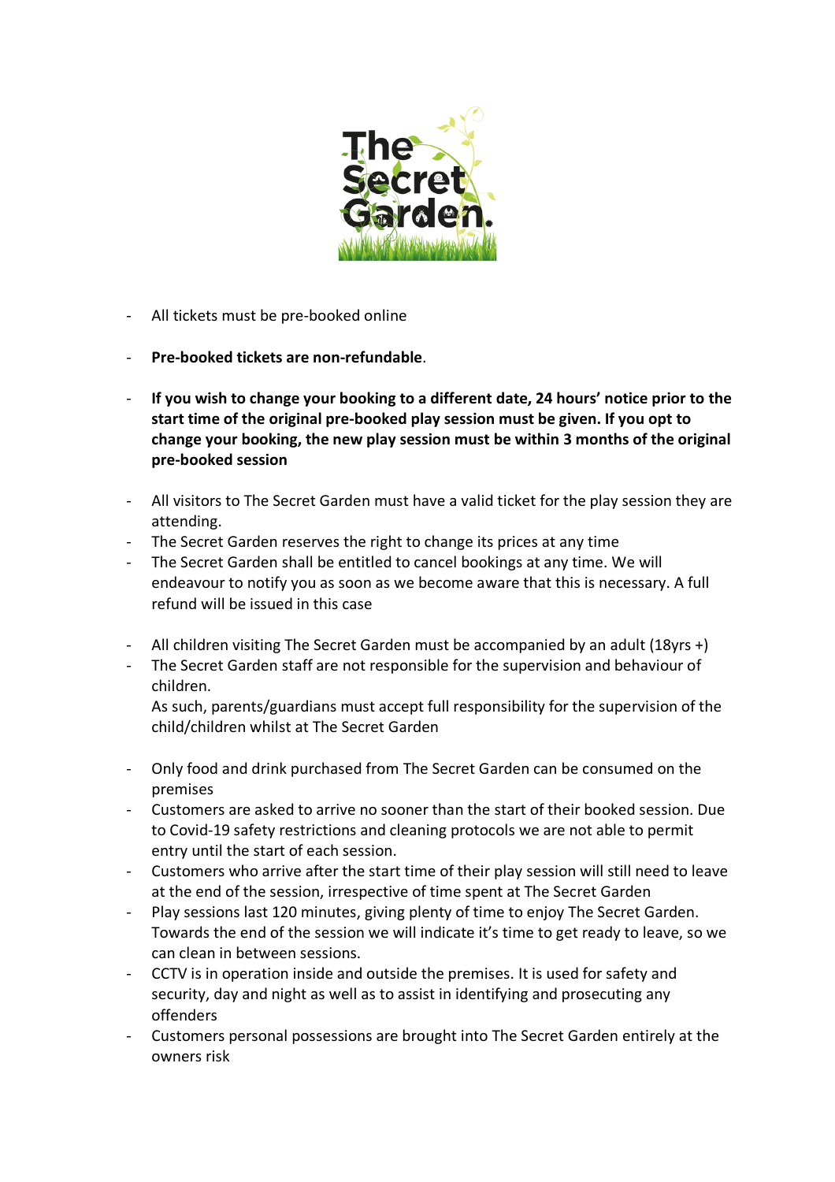- All tickets must be pre-booked online
- **Pre-booked tickets are non-refundable**.
- **If you wish to change your booking to a different date, 24 hours' notice prior to the start time of the original pre-booked play session must be given. If you opt to change your booking, the new play session must be within 3 months of the original pre-booked session**
- All visitors to The Secret Garden must have a valid ticket for the play session they are attending.
- The Secret Garden reserves the right to change its prices at any time
- The Secret Garden shall be entitled to cancel bookings at any time. We will endeavour to notify you as soon as we become aware that this is necessary. A full refund will be issued in this case
- All children visiting The Secret Garden must be accompanied by an adult (18yrs +)
- The Secret Garden staff are not responsible for the supervision and behaviour of children.
  As such, parents/guardians must accept full responsibility for the supervision of the child/children whilst at The Secret Garden
- Only food and drink purchased from The Secret Garden can be consumed on the premises
- Customers are asked to arrive no sooner than the start of their booked session. Due to Covid-19 safety restrictions and cleaning protocols we are not able to permit entry until the start of each session.
- Customers who arrive after the start time of their play session will still need to leave at the end of the session, irrespective of time spent at The Secret Garden
- Play sessions last 120 minutes, giving plenty of time to enjoy The Secret Garden. Towards the end of the session we will indicate it's time to get ready to leave, so we can clean in between sessions.
- CCTV is in operation inside and outside the premises. It is used for safety and security, day and night as well as to assist in identifying and prosecuting any offenders
- Customers personal possessions are brought into The Secret Garden entirely at the owners risk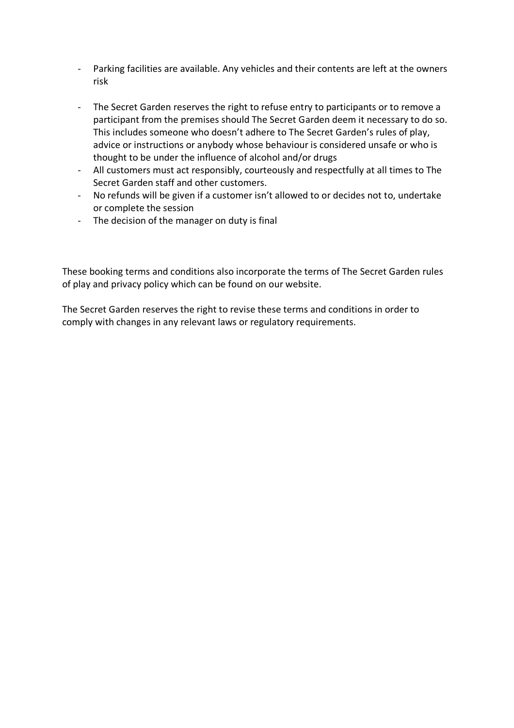- Parking facilities are available. Any vehicles and their contents are left at the owners risk

- The Secret Garden reserves the right to refuse entry to participants or to remove a participant from the premises should The Secret Garden deem it necessary to do so. This includes someone who doesn't adhere to The Secret Garden's rules of play, advice or instructions or anybody whose behaviour is considered unsafe or who is thought to be under the influence of alcohol and/or drugs
- All customers must act responsibly, courteously and respectfully at all times to The Secret Garden staff and other customers.
- No refunds will be given if a customer isn't allowed to or decides not to, undertake or complete the session
- The decision of the manager on duty is final

These booking terms and conditions also incorporate the terms of The Secret Garden rules of play and privacy policy which can be found on our website.

The Secret Garden reserves the right to revise these terms and conditions in order to comply with changes in any relevant laws or regulatory requirements.